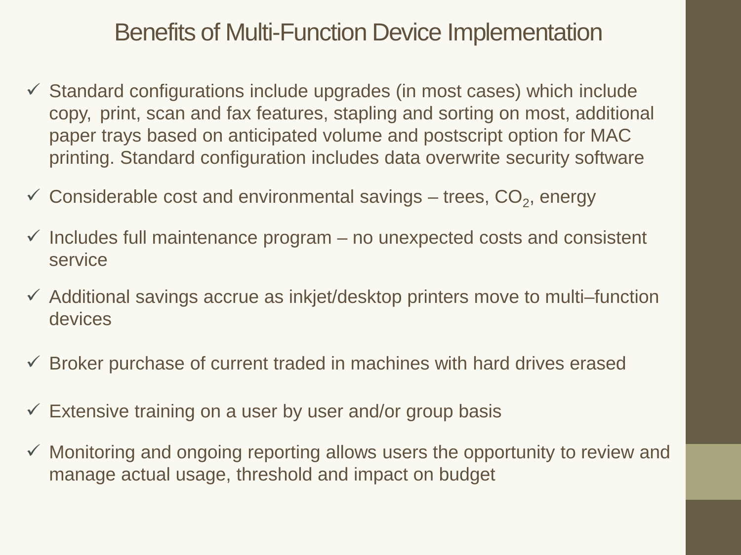# Benefits of Multi-Function Device Implementation

- ✓ Standard configurations include upgrades (in most cases) which include copy, print, scan and fax features, stapling and sorting on most, additional paper trays based on anticipated volume and postscript option for MAC printing. Standard configuration includes data overwrite security software
- ✓ Considerable cost and environmental savings – trees, $CO_2$, energy
- ✓ Includes full maintenance program – no unexpected costs and consistent service
- ✓ Additional savings accrue as inkjet/desktop printers move to multi–function devices
- ✓ Broker purchase of current traded in machines with hard drives erased
- ✓ Extensive training on a user by user and/or group basis
- ✓ Monitoring and ongoing reporting allows users the opportunity to review and manage actual usage, threshold and impact on budget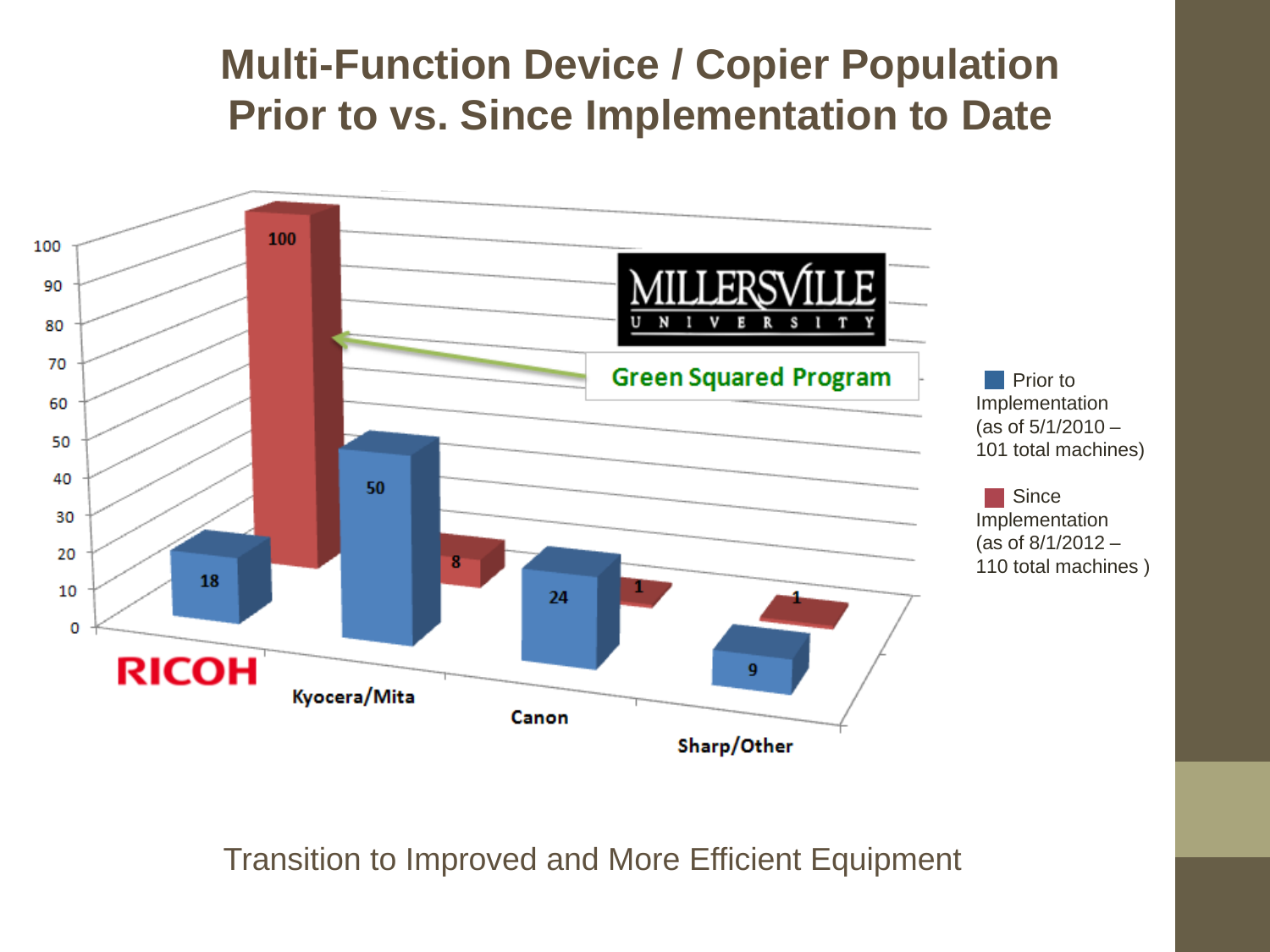# Multi-Function Device / Copier Population Prior to vs. Since Implementation to Date

| | Prior to Implementation (as of 5/1/2010 – 101 total machines) | Since Implementation (as of 8/1/2012 – 110 total machines ) |
|---|---|---|
| RICOH | 18 | 100 |
| Kyocera/Mita | 50 | 8 |
| Canon | 24 | 1 |
| Sharp/Other | 9 | 1 |

MILLERSVILLE UNIVERSITY

Green Squared Program

Transition to Improved and More Efficient Equipment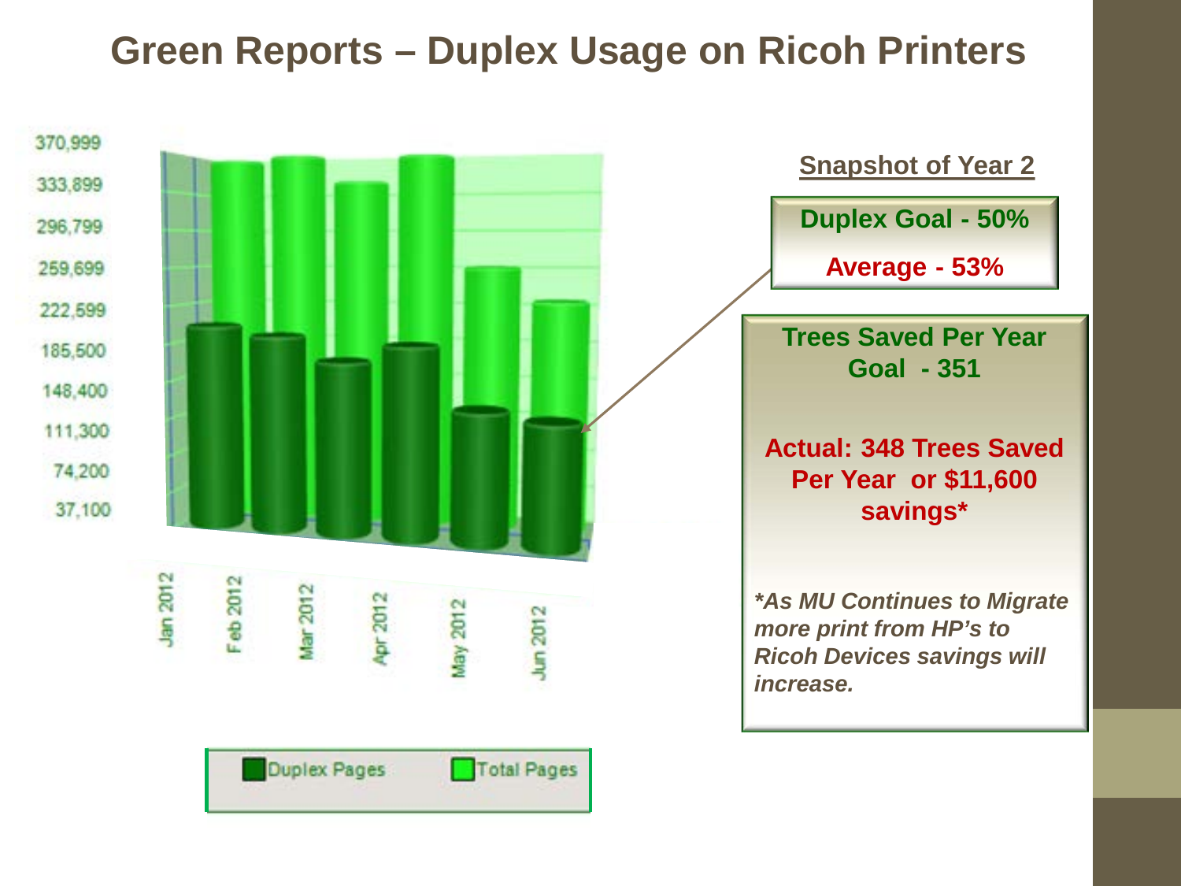# Green Reports – Duplex Usage on Ricoh Printers

370,999
333,899
296,799
259,699
222,599
185,500
148,400
111,300
74,200
37,100

Jan 2012 | Feb 2012 | Mar 2012 | Apr 2012 | May 2012 | Jun 2012

Duplex Pages | Total Pages

**Snapshot of Year 2**

**Duplex Goal - 50%**

**Average - 53%**

**Trees Saved Per Year Goal - 351**

**Actual: 348 Trees Saved Per Year or $11,600 savings***

***As MU Continues to Migrate more print from HP's to Ricoh Devices savings will increase.***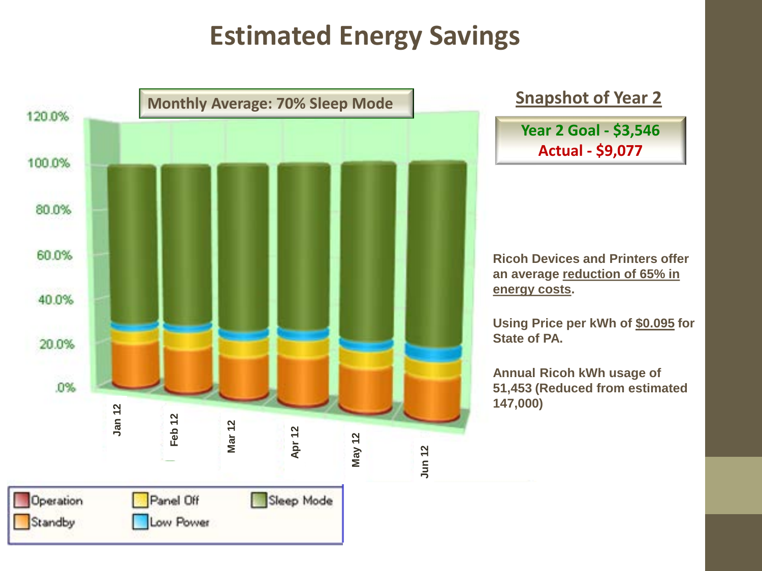# Estimated Energy Savings

Monthly Average: 70% Sleep Mode

120.0%
100.0%
80.0%
60.0%
40.0%
20.0%
.0%

Jan 12 | Feb 12 | Mar 12 | Apr 12 | May 12 | Jun 12

Operation | Panel Off | Sleep Mode
Standby | Low Power

## Snapshot of Year 2

**Year 2 Goal - $3,546**
**Actual - $9,077**

**Ricoh Devices and Printers offer an average reduction of 65% in energy costs.**

**Using Price per kWh of $0.095 for State of PA.**

**Annual Ricoh kWh usage of 51,453 (Reduced from estimated 147,000)**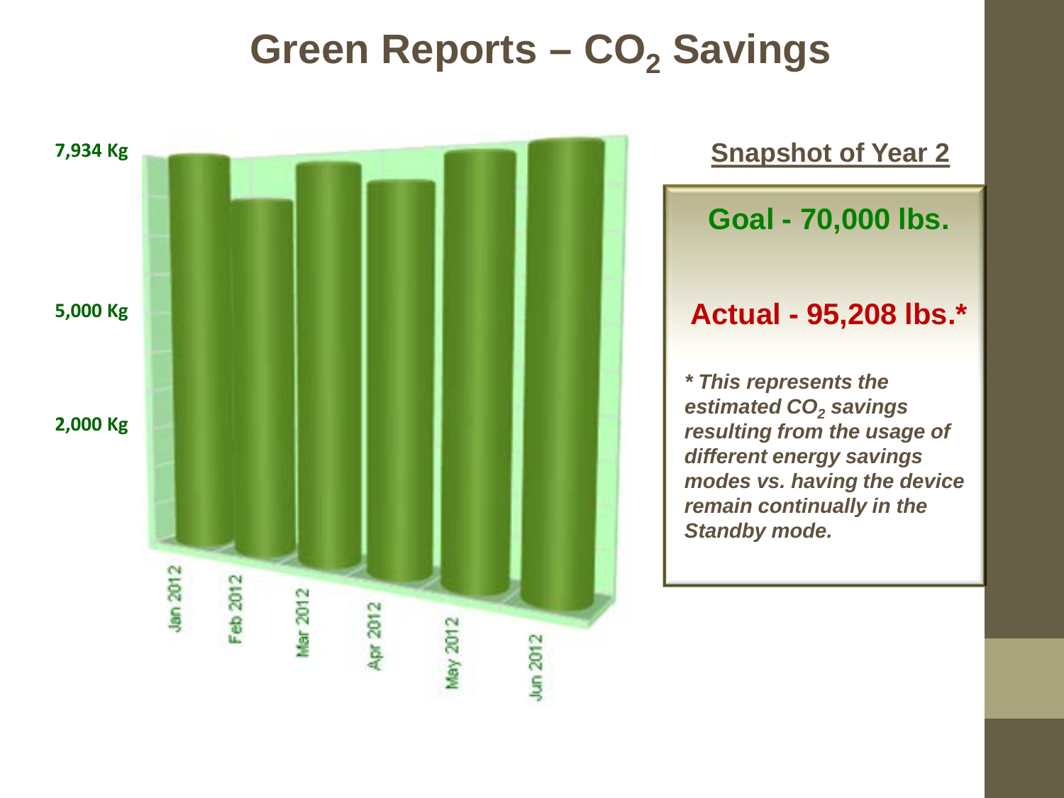# Green Reports – $CO_2$ Savings

7,934 Kg

5,000 Kg

2,000 Kg

Jan 2012 | Feb 2012 | Mar 2012 | Apr 2012 | May 2012 | Jun 2012

**Snapshot of Year 2**

**Goal - 70,000 lbs.**

**Actual - 95,208 lbs.***

***\* This represents the estimated $CO_2$ savings resulting from the usage of different energy savings modes vs. having the device remain continually in the Standby mode.***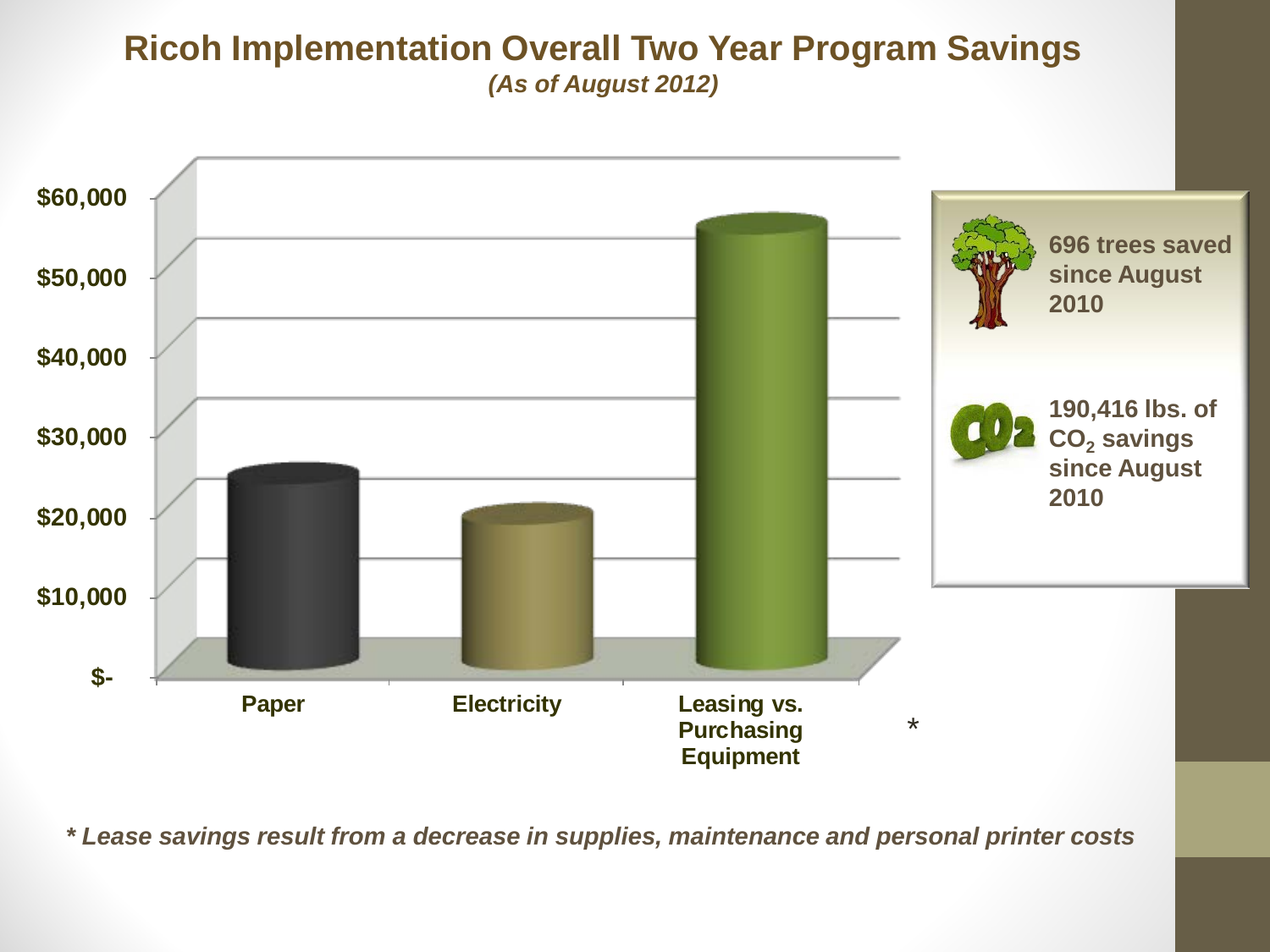# Ricoh Implementation Overall Two Year Program Savings

*(As of August 2012)*

$60,000
$50,000
$40,000
$30,000
$20,000
$10,000
$-

Paper | Electricity | Leasing vs. Purchasing Equipment *

**696 trees saved since August 2010**

**190,416 lbs. of $CO_2$ savings since August 2010**

*\* Lease savings result from a decrease in supplies, maintenance and personal printer costs*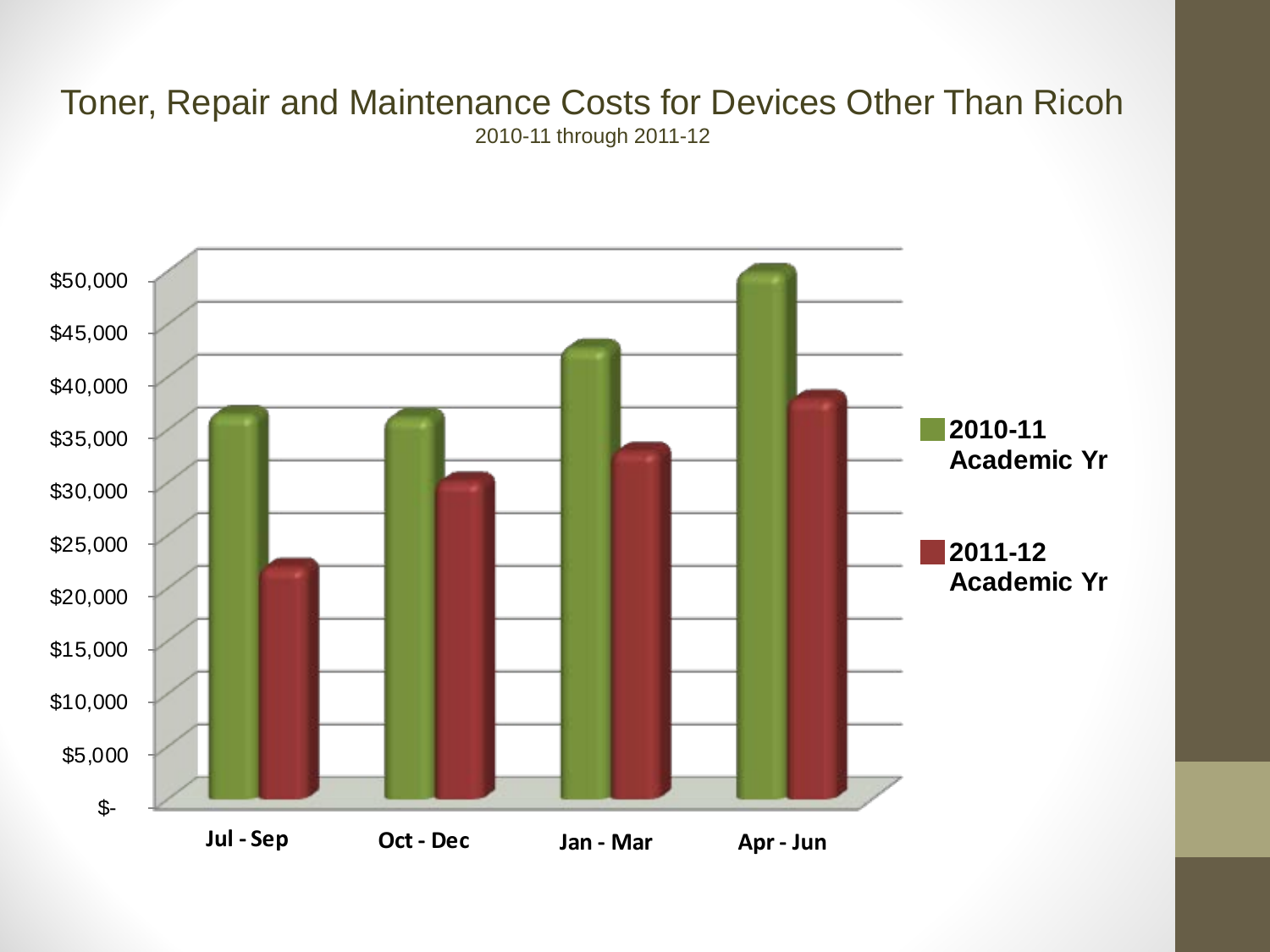# Toner, Repair and Maintenance Costs for Devices Other Than Ricoh

2010-11 through 2011-12

$50,000
$45,000
$40,000
$35,000
$30,000
$25,000
$20,000
$15,000
$10,000
$5,000
$-

Jul - Sep
Oct - Dec
Jan - Mar
Apr - Jun

2010-11 Academic Yr
2011-12 Academic Yr